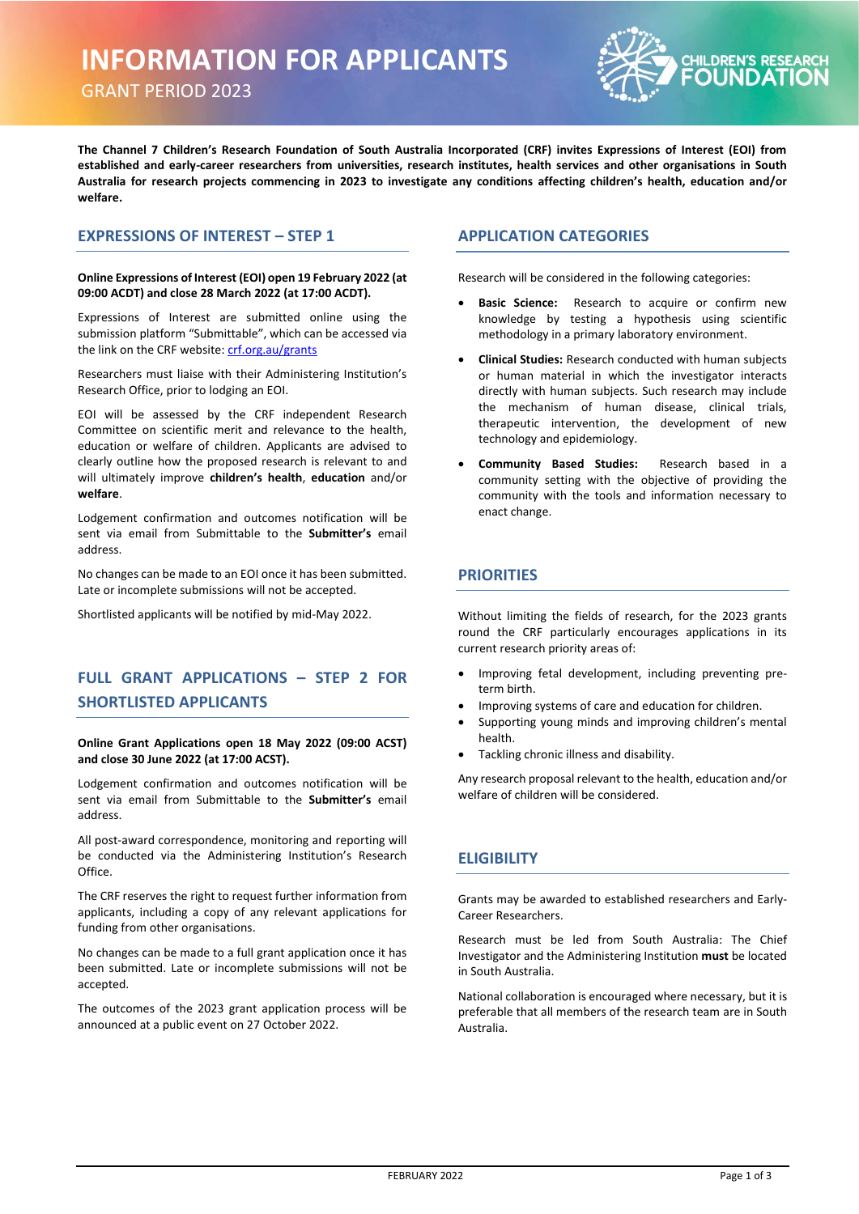# INFORMATION FOR APPLICANTS

GRANT PERIOD 2023

**The Channel 7 Children's Research Foundation of South Australia Incorporated (CRF) invites Expressions of Interest (EOI) from established and early-career researchers from universities, research institutes, health services and other organisations in South Australia for research projects commencing in 2023 to investigate any conditions affecting children's health, education and/or welfare.**

## EXPRESSIONS OF INTEREST – STEP 1

**Online Expressions of Interest (EOI) open 19 February 2022 (at 09:00 ACDT) and close 28 March 2022 (at 17:00 ACDT).**

Expressions of Interest are submitted online using the submission platform "Submittable", which can be accessed via the link on the CRF website: crf.org.au/grants

Researchers must liaise with their Administering Institution's Research Office, prior to lodging an EOI.

EOI will be assessed by the CRF independent Research Committee on scientific merit and relevance to the health, education or welfare of children. Applicants are advised to clearly outline how the proposed research is relevant to and will ultimately improve **children's health**, **education** and/or **welfare**.

Lodgement confirmation and outcomes notification will be sent via email from Submittable to the **Submitter's** email address.

No changes can be made to an EOI once it has been submitted. Late or incomplete submissions will not be accepted.

Shortlisted applicants will be notified by mid-May 2022.

## FULL GRANT APPLICATIONS – STEP 2 FOR SHORTLISTED APPLICANTS

**Online Grant Applications open 18 May 2022 (09:00 ACST) and close 30 June 2022 (at 17:00 ACST).**

Lodgement confirmation and outcomes notification will be sent via email from Submittable to the **Submitter's** email address.

All post-award correspondence, monitoring and reporting will be conducted via the Administering Institution's Research Office.

The CRF reserves the right to request further information from applicants, including a copy of any relevant applications for funding from other organisations.

No changes can be made to a full grant application once it has been submitted. Late or incomplete submissions will not be accepted.

The outcomes of the 2023 grant application process will be announced at a public event on 27 October 2022.

## APPLICATION CATEGORIES

Research will be considered in the following categories:

- **Basic Science:** Research to acquire or confirm new knowledge by testing a hypothesis using scientific methodology in a primary laboratory environment.
- **Clinical Studies:** Research conducted with human subjects or human material in which the investigator interacts directly with human subjects. Such research may include the mechanism of human disease, clinical trials, therapeutic intervention, the development of new technology and epidemiology.
- **Community Based Studies:** Research based in a community setting with the objective of providing the community with the tools and information necessary to enact change.

## PRIORITIES

Without limiting the fields of research, for the 2023 grants round the CRF particularly encourages applications in its current research priority areas of:

- Improving fetal development, including preventing pre-term birth.
- Improving systems of care and education for children.
- Supporting young minds and improving children's mental health.
- Tackling chronic illness and disability.

Any research proposal relevant to the health, education and/or welfare of children will be considered.

## ELIGIBILITY

Grants may be awarded to established researchers and Early-Career Researchers.

Research must be led from South Australia: The Chief Investigator and the Administering Institution **must** be located in South Australia.

National collaboration is encouraged where necessary, but it is preferable that all members of the research team are in South Australia.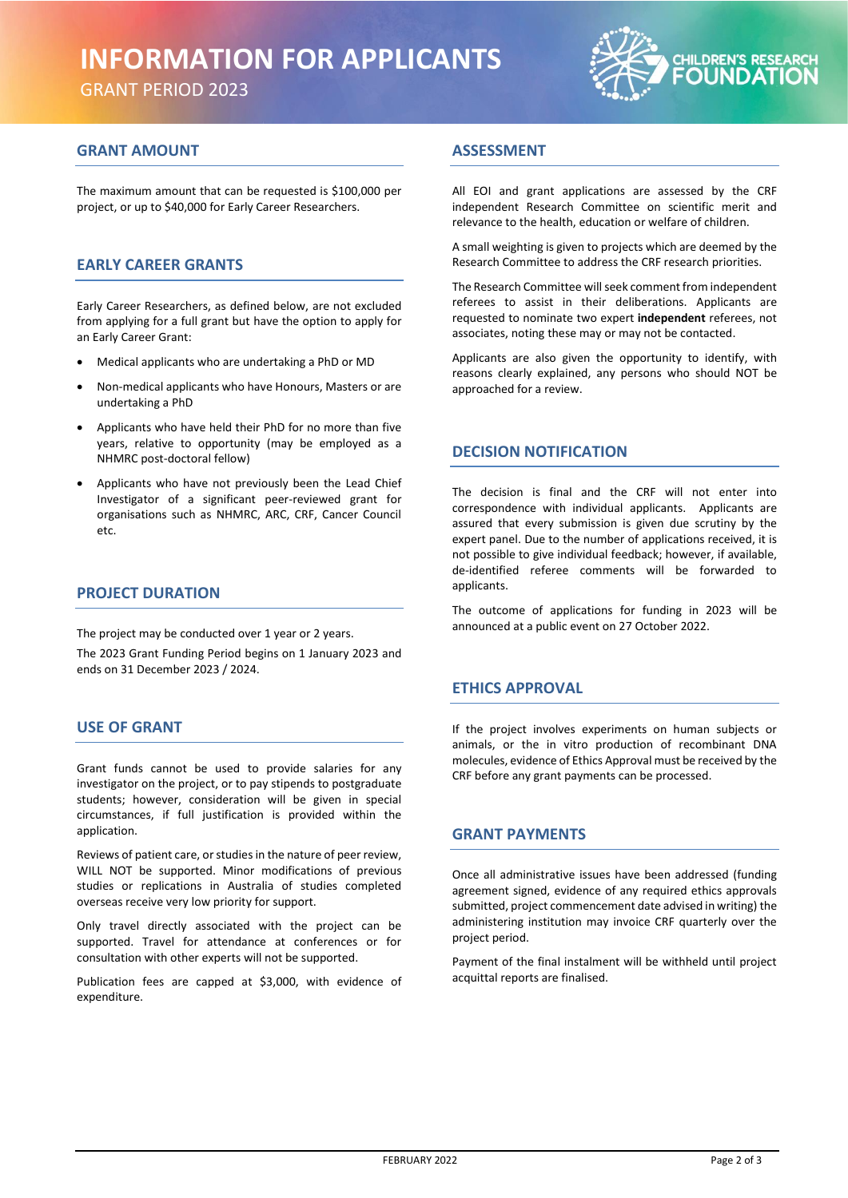# INFORMATION FOR APPLICANTS

GRANT PERIOD 2023

## GRANT AMOUNT

The maximum amount that can be requested is $100,000 per project, or up to $40,000 for Early Career Researchers.

## EARLY CAREER GRANTS

Early Career Researchers, as defined below, are not excluded from applying for a full grant but have the option to apply for an Early Career Grant:

- Medical applicants who are undertaking a PhD or MD
- Non-medical applicants who have Honours, Masters or are undertaking a PhD
- Applicants who have held their PhD for no more than five years, relative to opportunity (may be employed as a NHMRC post-doctoral fellow)
- Applicants who have not previously been the Lead Chief Investigator of a significant peer-reviewed grant for organisations such as NHMRC, ARC, CRF, Cancer Council etc.

## PROJECT DURATION

The project may be conducted over 1 year or 2 years.

The 2023 Grant Funding Period begins on 1 January 2023 and ends on 31 December 2023 / 2024.

## USE OF GRANT

Grant funds cannot be used to provide salaries for any investigator on the project, or to pay stipends to postgraduate students; however, consideration will be given in special circumstances, if full justification is provided within the application.

Reviews of patient care, or studies in the nature of peer review, WILL NOT be supported. Minor modifications of previous studies or replications in Australia of studies completed overseas receive very low priority for support.

Only travel directly associated with the project can be supported. Travel for attendance at conferences or for consultation with other experts will not be supported.

Publication fees are capped at $3,000, with evidence of expenditure.

## ASSESSMENT

All EOI and grant applications are assessed by the CRF independent Research Committee on scientific merit and relevance to the health, education or welfare of children.

A small weighting is given to projects which are deemed by the Research Committee to address the CRF research priorities.

The Research Committee will seek comment from independent referees to assist in their deliberations. Applicants are requested to nominate two expert **independent** referees, not associates, noting these may or may not be contacted.

Applicants are also given the opportunity to identify, with reasons clearly explained, any persons who should NOT be approached for a review.

## DECISION NOTIFICATION

The decision is final and the CRF will not enter into correspondence with individual applicants. Applicants are assured that every submission is given due scrutiny by the expert panel. Due to the number of applications received, it is not possible to give individual feedback; however, if available, de-identified referee comments will be forwarded to applicants.

The outcome of applications for funding in 2023 will be announced at a public event on 27 October 2022.

## ETHICS APPROVAL

If the project involves experiments on human subjects or animals, or the in vitro production of recombinant DNA molecules, evidence of Ethics Approval must be received by the CRF before any grant payments can be processed.

## GRANT PAYMENTS

Once all administrative issues have been addressed (funding agreement signed, evidence of any required ethics approvals submitted, project commencement date advised in writing) the administering institution may invoice CRF quarterly over the project period.

Payment of the final instalment will be withheld until project acquittal reports are finalised.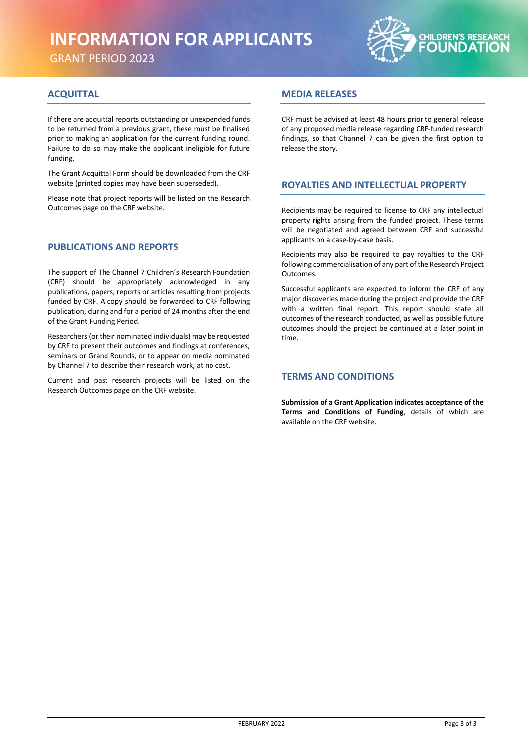## ACQUITTAL

If there are acquittal reports outstanding or unexpended funds to be returned from a previous grant, these must be finalised prior to making an application for the current funding round. Failure to do so may make the applicant ineligible for future funding.

The Grant Acquittal Form should be downloaded from the CRF website (printed copies may have been superseded).

Please note that project reports will be listed on the Research Outcomes page on the CRF website.

## PUBLICATIONS AND REPORTS

The support of The Channel 7 Children's Research Foundation (CRF) should be appropriately acknowledged in any publications, papers, reports or articles resulting from projects funded by CRF. A copy should be forwarded to CRF following publication, during and for a period of 24 months after the end of the Grant Funding Period.

Researchers (or their nominated individuals) may be requested by CRF to present their outcomes and findings at conferences, seminars or Grand Rounds, or to appear on media nominated by Channel 7 to describe their research work, at no cost.

Current and past research projects will be listed on the Research Outcomes page on the CRF website.

## MEDIA RELEASES

CRF must be advised at least 48 hours prior to general release of any proposed media release regarding CRF-funded research findings, so that Channel 7 can be given the first option to release the story.

## ROYALTIES AND INTELLECTUAL PROPERTY

Recipients may be required to license to CRF any intellectual property rights arising from the funded project. These terms will be negotiated and agreed between CRF and successful applicants on a case-by-case basis.

Recipients may also be required to pay royalties to the CRF following commercialisation of any part of the Research Project Outcomes.

Successful applicants are expected to inform the CRF of any major discoveries made during the project and provide the CRF with a written final report. This report should state all outcomes of the research conducted, as well as possible future outcomes should the project be continued at a later point in time.

## TERMS AND CONDITIONS

**Submission of a Grant Application indicates acceptance of the Terms and Conditions of Funding**, details of which are available on the CRF website.